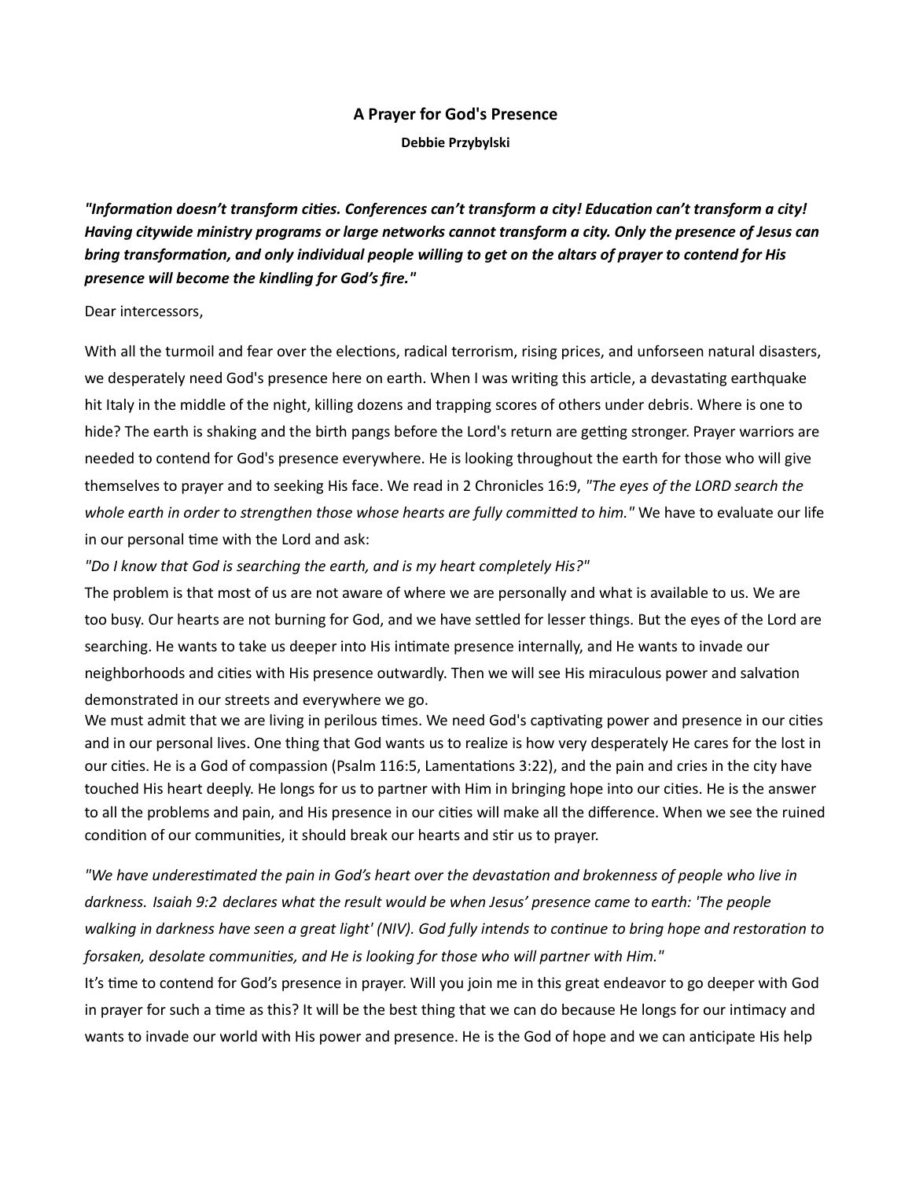# A Prayer for God's Presence

**Debbie Przybylski**

***"Information doesn't transform cities. Conferences can't transform a city! Education can't transform a city! Having citywide ministry programs or large networks cannot transform a city. Only the presence of Jesus can bring transformation, and only individual people willing to get on the altars of prayer to contend for His presence will become the kindling for God's fire."***

Dear intercessors,

With all the turmoil and fear over the elections, radical terrorism, rising prices, and unforseen natural disasters, we desperately need God's presence here on earth. When I was writing this article, a devastating earthquake hit Italy in the middle of the night, killing dozens and trapping scores of others under debris. Where is one to hide? The earth is shaking and the birth pangs before the Lord's return are getting stronger. Prayer warriors are needed to contend for God's presence everywhere. He is looking throughout the earth for those who will give themselves to prayer and to seeking His face. We read in 2 Chronicles 16:9, *"The eyes of the LORD search the whole earth in order to strengthen those whose hearts are fully committed to him."* We have to evaluate our life in our personal time with the Lord and ask:

*"Do I know that God is searching the earth, and is my heart completely His?"*

The problem is that most of us are not aware of where we are personally and what is available to us. We are too busy. Our hearts are not burning for God, and we have settled for lesser things. But the eyes of the Lord are searching. He wants to take us deeper into His intimate presence internally, and He wants to invade our neighborhoods and cities with His presence outwardly. Then we will see His miraculous power and salvation demonstrated in our streets and everywhere we go.

We must admit that we are living in perilous times. We need God's captivating power and presence in our cities and in our personal lives. One thing that God wants us to realize is how very desperately He cares for the lost in our cities. He is a God of compassion (Psalm 116:5, Lamentations 3:22), and the pain and cries in the city have touched His heart deeply. He longs for us to partner with Him in bringing hope into our cities. He is the answer to all the problems and pain, and His presence in our cities will make all the difference. When we see the ruined condition of our communities, it should break our hearts and stir us to prayer.

*"We have underestimated the pain in God's heart over the devastation and brokenness of people who live in darkness. Isaiah 9:2 declares what the result would be when Jesus' presence came to earth: 'The people walking in darkness have seen a great light' (NIV). God fully intends to continue to bring hope and restoration to forsaken, desolate communities, and He is looking for those who will partner with Him."*

It's time to contend for God's presence in prayer. Will you join me in this great endeavor to go deeper with God in prayer for such a time as this? It will be the best thing that we can do because He longs for our intimacy and wants to invade our world with His power and presence. He is the God of hope and we can anticipate His help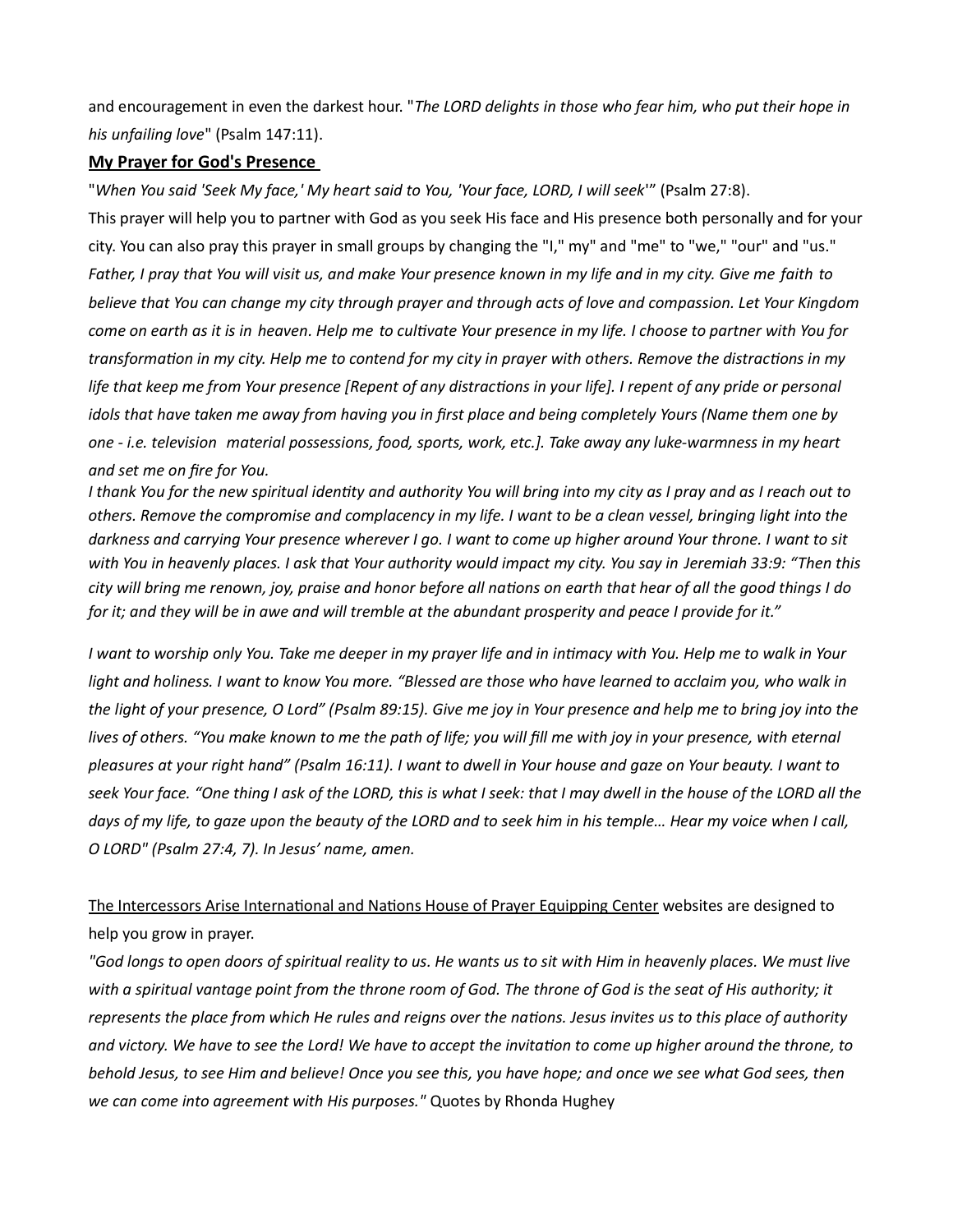and encouragement in even the darkest hour. "*The LORD delights in those who fear him, who put their hope in his unfailing love*" (Psalm 147:11).

## **My Prayer for God's Presence**

"*When You said 'Seek My face,' My heart said to You, 'Your face, LORD, I will seek*'" (Psalm 27:8).

This prayer will help you to partner with God as you seek His face and His presence both personally and for your city. You can also pray this prayer in small groups by changing the "I," my" and "me" to "we," "our" and "us."

*Father, I pray that You will visit us, and make Your presence known in my life and in my city. Give me faith to believe that You can change my city through prayer and through acts of love and compassion. Let Your Kingdom come on earth as it is in heaven. Help me to cultivate Your presence in my life. I choose to partner with You for transformation in my city. Help me to contend for my city in prayer with others. Remove the distractions in my life that keep me from Your presence [Repent of any distractions in your life]. I repent of any pride or personal idols that have taken me away from having you in first place and being completely Yours (Name them one by one - i.e. television material possessions, food, sports, work, etc.]. Take away any luke-warmness in my heart and set me on fire for You.*

*I thank You for the new spiritual identity and authority You will bring into my city as I pray and as I reach out to others. Remove the compromise and complacency in my life. I want to be a clean vessel, bringing light into the darkness and carrying Your presence wherever I go. I want to come up higher around Your throne. I want to sit with You in heavenly places. I ask that Your authority would impact my city. You say in Jeremiah 33:9: "Then this city will bring me renown, joy, praise and honor before all nations on earth that hear of all the good things I do for it; and they will be in awe and will tremble at the abundant prosperity and peace I provide for it."*

*I want to worship only You. Take me deeper in my prayer life and in intimacy with You. Help me to walk in Your light and holiness. I want to know You more. "Blessed are those who have learned to acclaim you, who walk in the light of your presence, O Lord" (Psalm 89:15). Give me joy in Your presence and help me to bring joy into the lives of others. "You make known to me the path of life; you will fill me with joy in your presence, with eternal pleasures at your right hand" (Psalm 16:11). I want to dwell in Your house and gaze on Your beauty. I want to seek Your face. "One thing I ask of the LORD, this is what I seek: that I may dwell in the house of the LORD all the days of my life, to gaze upon the beauty of the LORD and to seek him in his temple… Hear my voice when I call, O LORD" (Psalm 27:4, 7). In Jesus' name, amen.*

<u>The Intercessors Arise International and Nations House of Prayer Equipping Center</u> websites are designed to help you grow in prayer.

*"God longs to open doors of spiritual reality to us. He wants us to sit with Him in heavenly places. We must live with a spiritual vantage point from the throne room of God. The throne of God is the seat of His authority; it represents the place from which He rules and reigns over the nations. Jesus invites us to this place of authority and victory. We have to see the Lord! We have to accept the invitation to come up higher around the throne, to behold Jesus, to see Him and believe! Once you see this, you have hope; and once we see what God sees, then we can come into agreement with His purposes."* Quotes by Rhonda Hughey